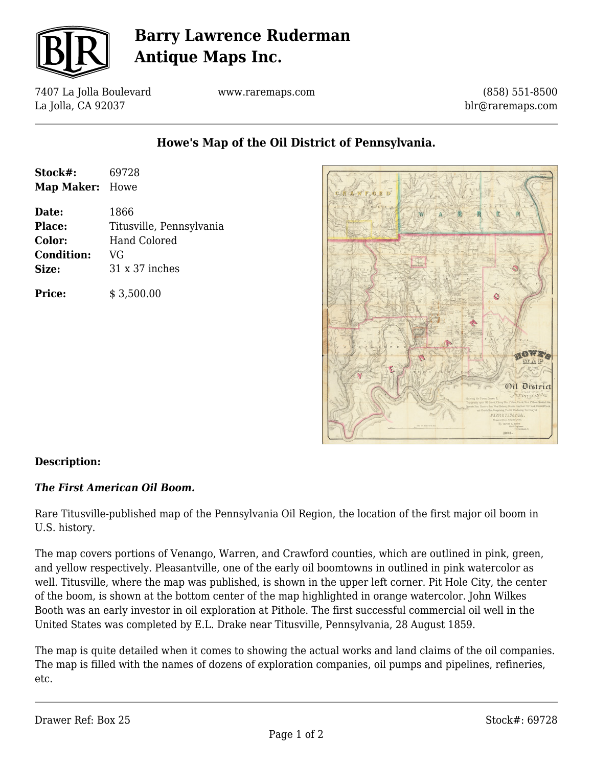# Barry Lawrence Ruderman Antique Maps Inc.

7407 La Jolla Boulevard
La Jolla, CA 92037

www.raremaps.com

(858) 551-8500
blr@raremaps.com

## Howe's Map of the Oil District of Pennsylvania.

**Stock#:** 69728
**Map Maker:** Howe

**Date:** 1866
**Place:** Titusville, Pennsylvania
**Color:** Hand Colored
**Condition:** VG
**Size:** 31 x 37 inches

**Price:** $ 3,500.00

### Description:

***The First American Oil Boom.***

Rare Titusville-published map of the Pennsylvania Oil Region, the location of the first major oil boom in U.S. history.

The map covers portions of Venango, Warren, and Crawford counties, which are outlined in pink, green, and yellow respectively. Pleasantville, one of the early oil boomtowns in outlined in pink watercolor as well. Titusville, where the map was published, is shown in the upper left corner. Pit Hole City, the center of the boom, is shown at the bottom center of the map highlighted in orange watercolor. John Wilkes Booth was an early investor in oil exploration at Pithole. The first successful commercial oil well in the United States was completed by E.L. Drake near Titusville, Pennsylvania, 28 August 1859.

The map is quite detailed when it comes to showing the actual works and land claims of the oil companies. The map is filled with the names of dozens of exploration companies, oil pumps and pipelines, refineries, etc.

Drawer Ref: Box 25

Stock#: 69728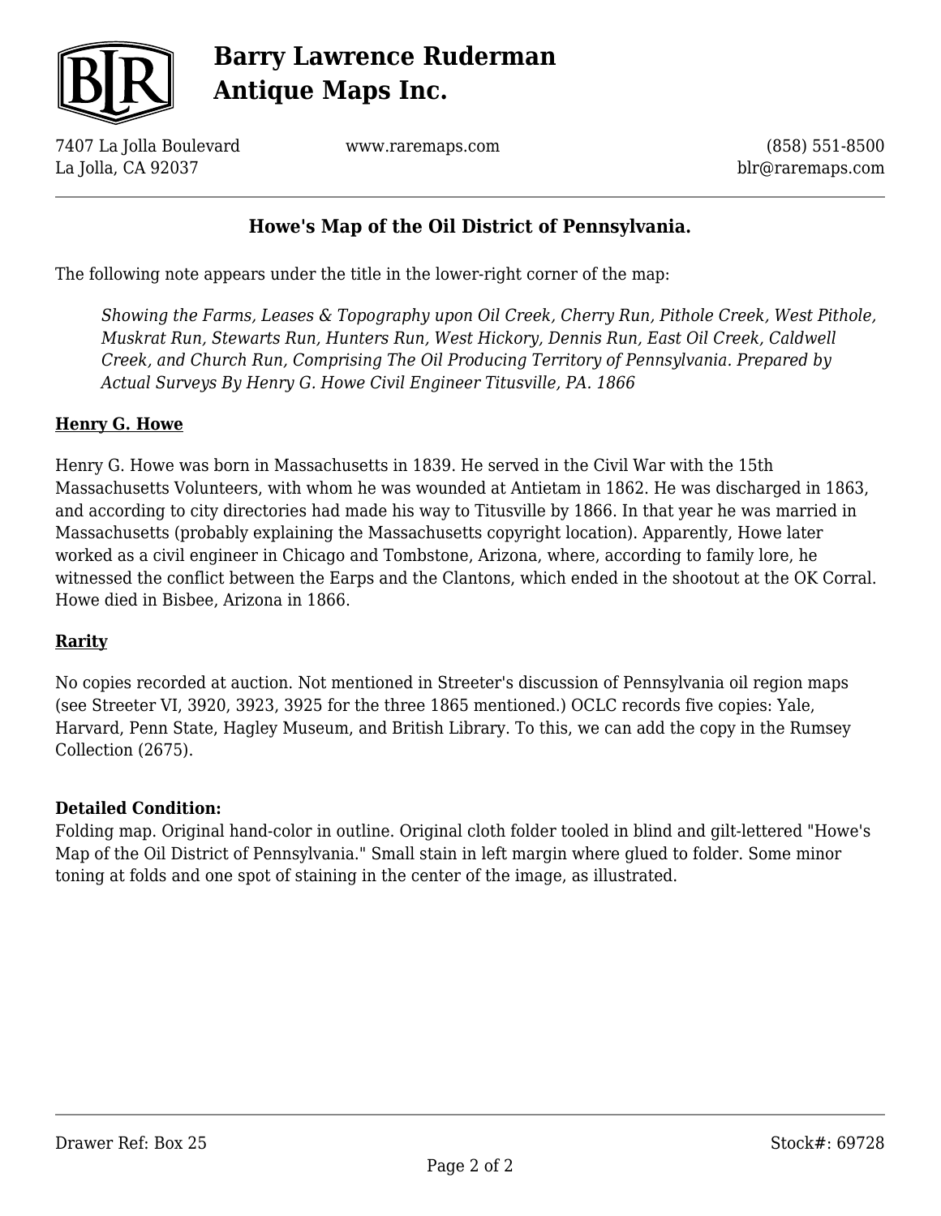## Howe's Map of the Oil District of Pennsylvania.

The following note appears under the title in the lower-right corner of the map:

> *Showing the Farms, Leases & Topography upon Oil Creek, Cherry Run, Pithole Creek, West Pithole, Muskrat Run, Stewarts Run, Hunters Run, West Hickory, Dennis Run, East Oil Creek, Caldwell Creek, and Church Run, Comprising The Oil Producing Territory of Pennsylvania. Prepared by Actual Surveys By Henry G. Howe Civil Engineer Titusville, PA. 1866*

### Henry G. Howe

Henry G. Howe was born in Massachusetts in 1839. He served in the Civil War with the 15th Massachusetts Volunteers, with whom he was wounded at Antietam in 1862. He was discharged in 1863, and according to city directories had made his way to Titusville by 1866. In that year he was married in Massachusetts (probably explaining the Massachusetts copyright location). Apparently, Howe later worked as a civil engineer in Chicago and Tombstone, Arizona, where, according to family lore, he witnessed the conflict between the Earps and the Clantons, which ended in the shootout at the OK Corral. Howe died in Bisbee, Arizona in 1866.

### Rarity

No copies recorded at auction. Not mentioned in Streeter's discussion of Pennsylvania oil region maps (see Streeter VI, 3920, 3923, 3925 for the three 1865 mentioned.) OCLC records five copies: Yale, Harvard, Penn State, Hagley Museum, and British Library. To this, we can add the copy in the Rumsey Collection (2675).

**Detailed Condition:**
Folding map. Original hand-color in outline. Original cloth folder tooled in blind and gilt-lettered "Howe's Map of the Oil District of Pennsylvania." Small stain in left margin where glued to folder. Some minor toning at folds and one spot of staining in the center of the image, as illustrated.